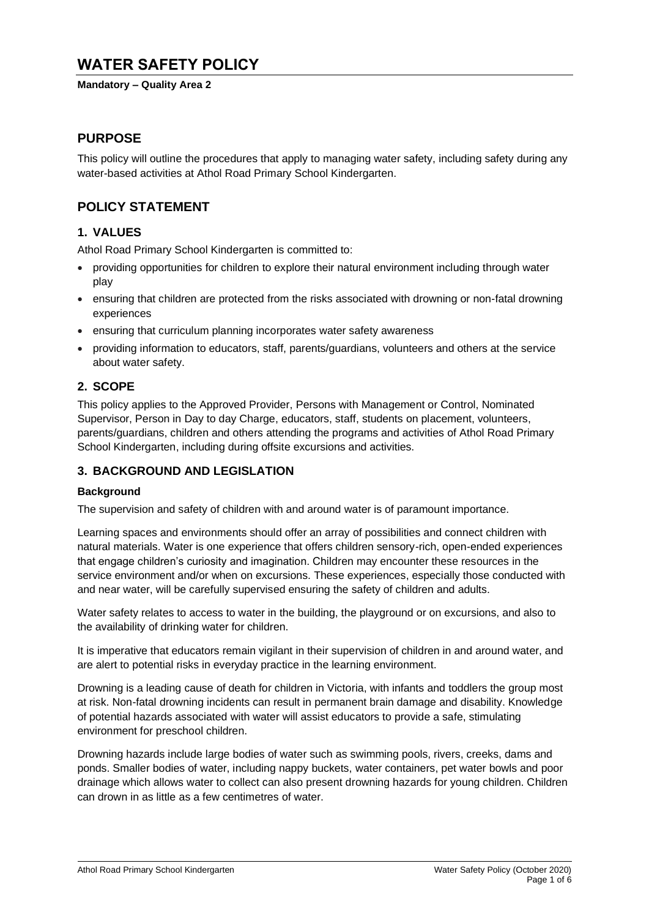# WATER SAFETY POLICY

**Mandatory – Quality Area 2**

## PURPOSE

This policy will outline the procedures that apply to managing water safety, including safety during any water-based activities at Athol Road Primary School Kindergarten.

## POLICY STATEMENT

### 1. VALUES

Athol Road Primary School Kindergarten is committed to:

- providing opportunities for children to explore their natural environment including through water play
- ensuring that children are protected from the risks associated with drowning or non-fatal drowning experiences
- ensuring that curriculum planning incorporates water safety awareness
- providing information to educators, staff, parents/guardians, volunteers and others at the service about water safety.

### 2. SCOPE

This policy applies to the Approved Provider, Persons with Management or Control, Nominated Supervisor, Person in Day to day Charge, educators, staff, students on placement, volunteers, parents/guardians, children and others attending the programs and activities of Athol Road Primary School Kindergarten, including during offsite excursions and activities.

### 3. BACKGROUND AND LEGISLATION

**Background**

The supervision and safety of children with and around water is of paramount importance.

Learning spaces and environments should offer an array of possibilities and connect children with natural materials. Water is one experience that offers children sensory-rich, open-ended experiences that engage children's curiosity and imagination. Children may encounter these resources in the service environment and/or when on excursions. These experiences, especially those conducted with and near water, will be carefully supervised ensuring the safety of children and adults.

Water safety relates to access to water in the building, the playground or on excursions, and also to the availability of drinking water for children.

It is imperative that educators remain vigilant in their supervision of children in and around water, and are alert to potential risks in everyday practice in the learning environment.

Drowning is a leading cause of death for children in Victoria, with infants and toddlers the group most at risk. Non-fatal drowning incidents can result in permanent brain damage and disability. Knowledge of potential hazards associated with water will assist educators to provide a safe, stimulating environment for preschool children.

Drowning hazards include large bodies of water such as swimming pools, rivers, creeks, dams and ponds. Smaller bodies of water, including nappy buckets, water containers, pet water bowls and poor drainage which allows water to collect can also present drowning hazards for young children. Children can drown in as little as a few centimetres of water.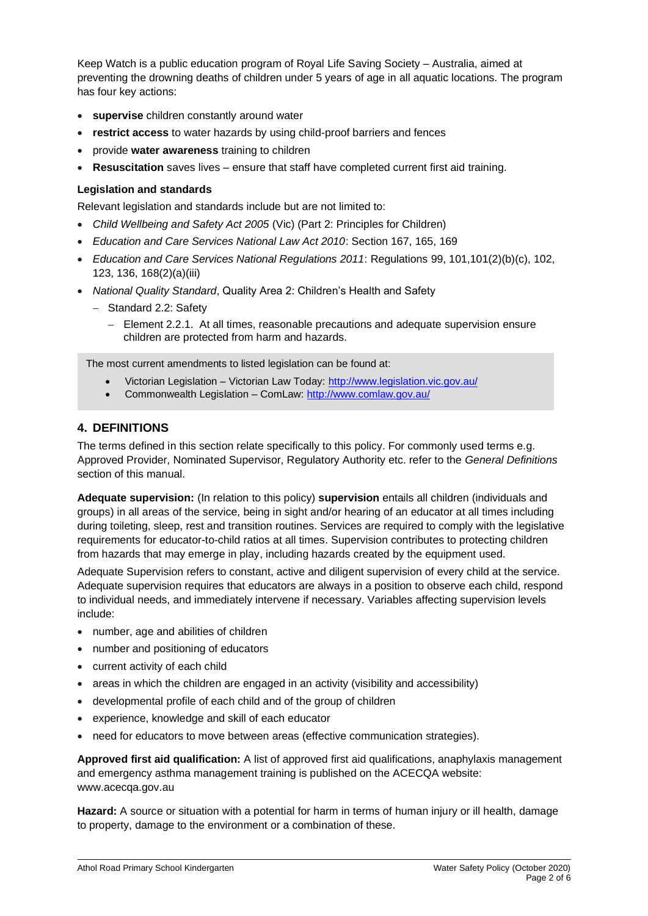Keep Watch is a public education program of Royal Life Saving Society – Australia, aimed at preventing the drowning deaths of children under 5 years of age in all aquatic locations. The program has four key actions:

- **supervise** children constantly around water
- **restrict access** to water hazards by using child-proof barriers and fences
- provide **water awareness** training to children
- **Resuscitation** saves lives – ensure that staff have completed current first aid training.

#### Legislation and standards

Relevant legislation and standards include but are not limited to:

- *Child Wellbeing and Safety Act 2005* (Vic) (Part 2: Principles for Children)
- *Education and Care Services National Law Act 2010*: Section 167, 165, 169
- *Education and Care Services National Regulations 2011*: Regulations 99, 101,101(2)(b)(c), 102, 123, 136, 168(2)(a)(iii)
- *National Quality Standard*, Quality Area 2: Children's Health and Safety
  - Standard 2.2: Safety
    - Element 2.2.1. At all times, reasonable precautions and adequate supervision ensure children are protected from harm and hazards.

> The most current amendments to listed legislation can be found at:
>
> - Victorian Legislation – Victorian Law Today: http://www.legislation.vic.gov.au/
> - Commonwealth Legislation – ComLaw: http://www.comlaw.gov.au/

## 4. DEFINITIONS

The terms defined in this section relate specifically to this policy. For commonly used terms e.g. Approved Provider, Nominated Supervisor, Regulatory Authority etc. refer to the *General Definitions* section of this manual.

**Adequate supervision:** (In relation to this policy) **supervision** entails all children (individuals and groups) in all areas of the service, being in sight and/or hearing of an educator at all times including during toileting, sleep, rest and transition routines. Services are required to comply with the legislative requirements for educator-to-child ratios at all times. Supervision contributes to protecting children from hazards that may emerge in play, including hazards created by the equipment used.

Adequate Supervision refers to constant, active and diligent supervision of every child at the service. Adequate supervision requires that educators are always in a position to observe each child, respond to individual needs, and immediately intervene if necessary. Variables affecting supervision levels include:

- number, age and abilities of children
- number and positioning of educators
- current activity of each child
- areas in which the children are engaged in an activity (visibility and accessibility)
- developmental profile of each child and of the group of children
- experience, knowledge and skill of each educator
- need for educators to move between areas (effective communication strategies).

**Approved first aid qualification:** A list of approved first aid qualifications, anaphylaxis management and emergency asthma management training is published on the ACECQA website: www.acecqa.gov.au

**Hazard:** A source or situation with a potential for harm in terms of human injury or ill health, damage to property, damage to the environment or a combination of these.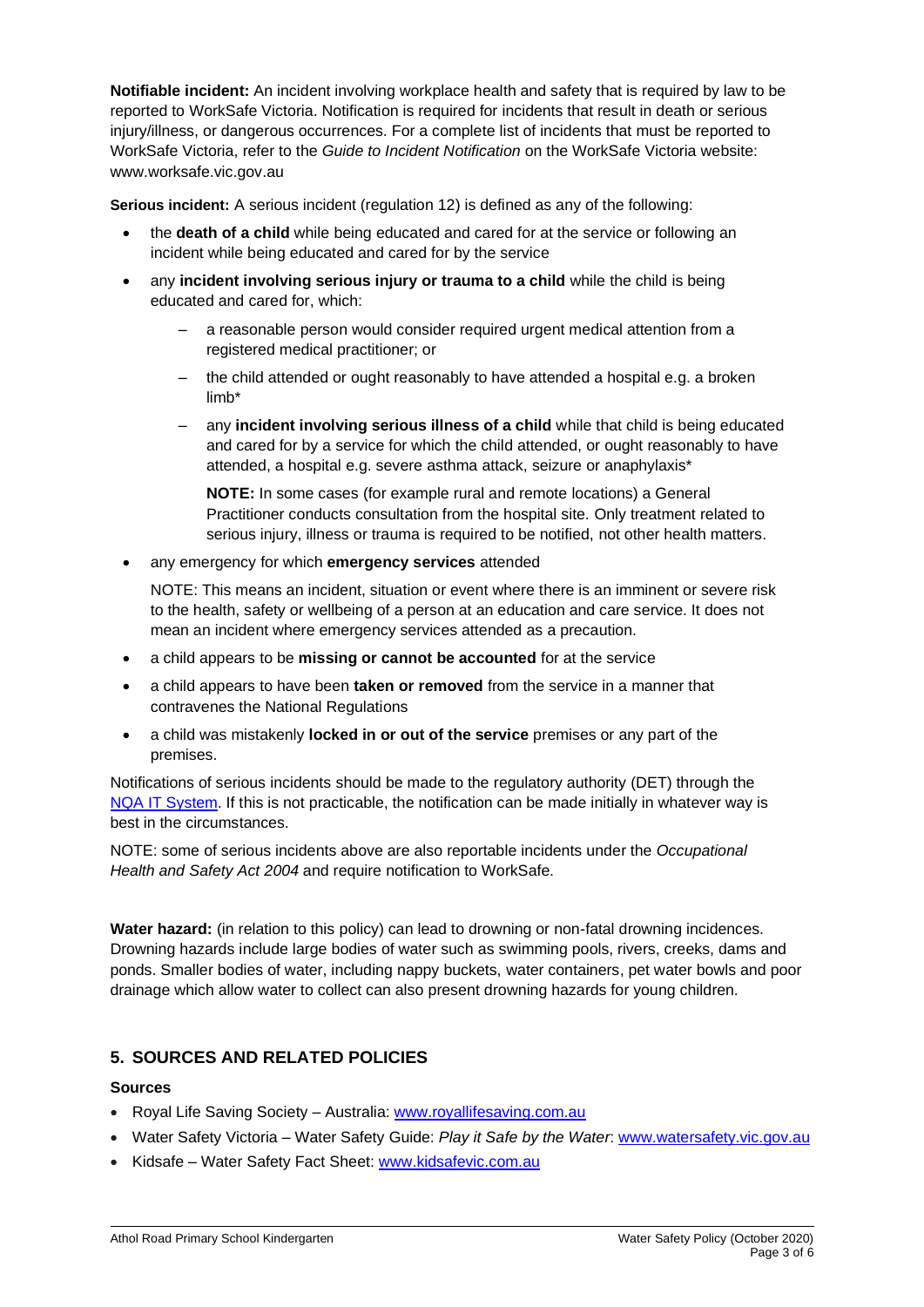**Notifiable incident:** An incident involving workplace health and safety that is required by law to be reported to WorkSafe Victoria. Notification is required for incidents that result in death or serious injury/illness, or dangerous occurrences. For a complete list of incidents that must be reported to WorkSafe Victoria, refer to the *Guide to Incident Notification* on the WorkSafe Victoria website: www.worksafe.vic.gov.au

**Serious incident:** A serious incident (regulation 12) is defined as any of the following:

- the **death of a child** while being educated and cared for at the service or following an incident while being educated and cared for by the service
- any **incident involving serious injury or trauma to a child** while the child is being educated and cared for, which:
  - a reasonable person would consider required urgent medical attention from a registered medical practitioner; or
  - the child attended or ought reasonably to have attended a hospital e.g. a broken limb*
  - any **incident involving serious illness of a child** while that child is being educated and cared for by a service for which the child attended, or ought reasonably to have attended, a hospital e.g. severe asthma attack, seizure or anaphylaxis*

    **NOTE:** In some cases (for example rural and remote locations) a General Practitioner conducts consultation from the hospital site. Only treatment related to serious injury, illness or trauma is required to be notified, not other health matters.
- any emergency for which **emergency services** attended

  NOTE: This means an incident, situation or event where there is an imminent or severe risk to the health, safety or wellbeing of a person at an education and care service. It does not mean an incident where emergency services attended as a precaution.
- a child appears to be **missing or cannot be accounted** for at the service
- a child appears to have been **taken or removed** from the service in a manner that contravenes the National Regulations
- a child was mistakenly **locked in or out of the service** premises or any part of the premises.

Notifications of serious incidents should be made to the regulatory authority (DET) through the NQA IT System. If this is not practicable, the notification can be made initially in whatever way is best in the circumstances.

NOTE: some of serious incidents above are also reportable incidents under the *Occupational Health and Safety Act 2004* and require notification to WorkSafe.

**Water hazard:** (in relation to this policy) can lead to drowning or non-fatal drowning incidences. Drowning hazards include large bodies of water such as swimming pools, rivers, creeks, dams and ponds. Smaller bodies of water, including nappy buckets, water containers, pet water bowls and poor drainage which allow water to collect can also present drowning hazards for young children.

## 5. SOURCES AND RELATED POLICIES

### Sources

- Royal Life Saving Society – Australia: www.royallifesaving.com.au
- Water Safety Victoria – Water Safety Guide: *Play it Safe by the Water*: www.watersafety.vic.gov.au
- Kidsafe – Water Safety Fact Sheet: www.kidsafevic.com.au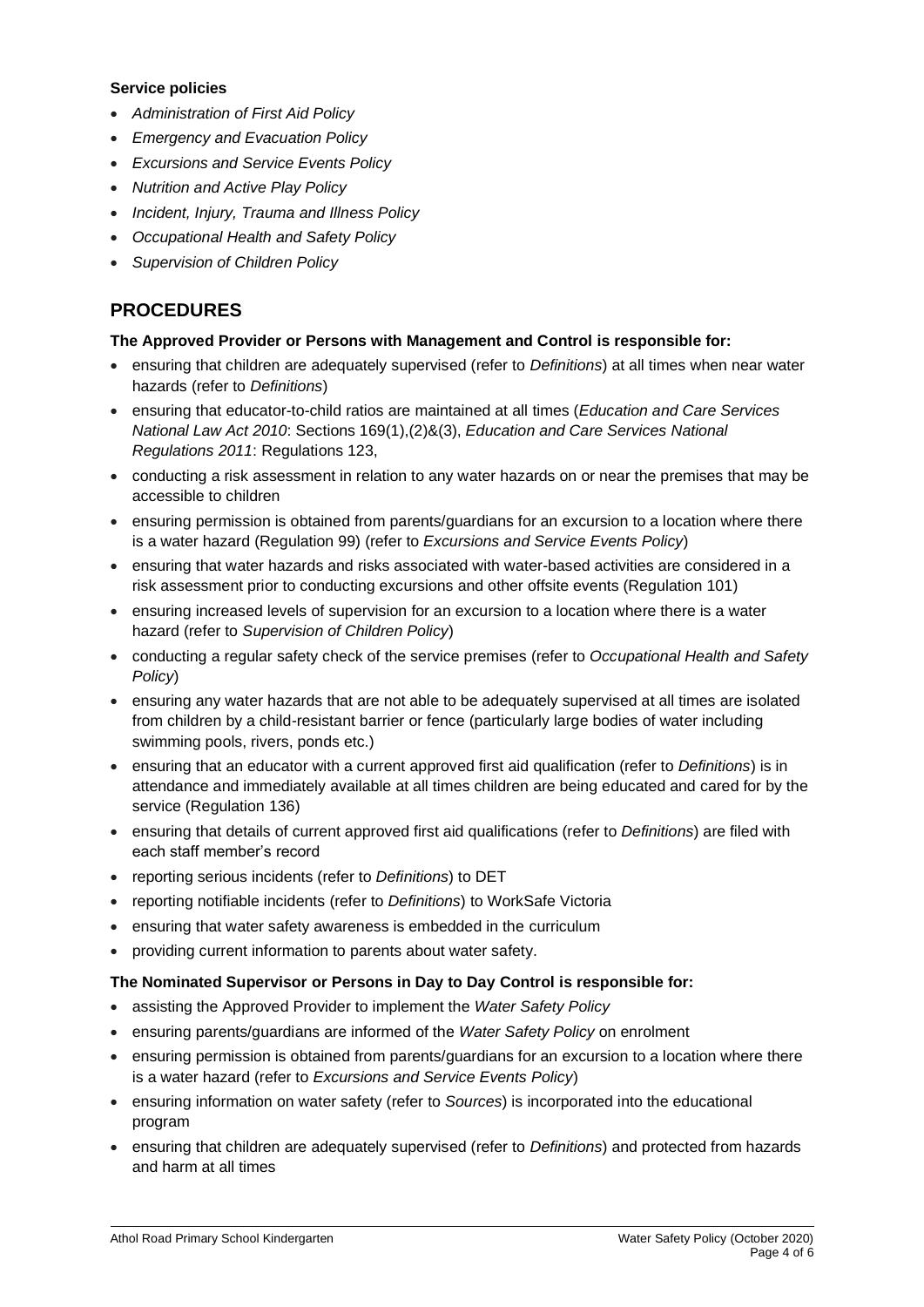**Service policies**

- *Administration of First Aid Policy*
- *Emergency and Evacuation Policy*
- *Excursions and Service Events Policy*
- *Nutrition and Active Play Policy*
- *Incident, Injury, Trauma and Illness Policy*
- *Occupational Health and Safety Policy*
- *Supervision of Children Policy*

## PROCEDURES

**The Approved Provider or Persons with Management and Control is responsible for:**

- ensuring that children are adequately supervised (refer to *Definitions*) at all times when near water hazards (refer to *Definitions*)
- ensuring that educator-to-child ratios are maintained at all times (*Education and Care Services National Law Act 2010*: Sections 169(1),(2)&(3), *Education and Care Services National Regulations 2011*: Regulations 123,
- conducting a risk assessment in relation to any water hazards on or near the premises that may be accessible to children
- ensuring permission is obtained from parents/guardians for an excursion to a location where there is a water hazard (Regulation 99) (refer to *Excursions and Service Events Policy*)
- ensuring that water hazards and risks associated with water-based activities are considered in a risk assessment prior to conducting excursions and other offsite events (Regulation 101)
- ensuring increased levels of supervision for an excursion to a location where there is a water hazard (refer to *Supervision of Children Policy*)
- conducting a regular safety check of the service premises (refer to *Occupational Health and Safety Policy*)
- ensuring any water hazards that are not able to be adequately supervised at all times are isolated from children by a child-resistant barrier or fence (particularly large bodies of water including swimming pools, rivers, ponds etc.)
- ensuring that an educator with a current approved first aid qualification (refer to *Definitions*) is in attendance and immediately available at all times children are being educated and cared for by the service (Regulation 136)
- ensuring that details of current approved first aid qualifications (refer to *Definitions*) are filed with each staff member's record
- reporting serious incidents (refer to *Definitions*) to DET
- reporting notifiable incidents (refer to *Definitions*) to WorkSafe Victoria
- ensuring that water safety awareness is embedded in the curriculum
- providing current information to parents about water safety.

**The Nominated Supervisor or Persons in Day to Day Control is responsible for:**

- assisting the Approved Provider to implement the *Water Safety Policy*
- ensuring parents/guardians are informed of the *Water Safety Policy* on enrolment
- ensuring permission is obtained from parents/guardians for an excursion to a location where there is a water hazard (refer to *Excursions and Service Events Policy*)
- ensuring information on water safety (refer to *Sources*) is incorporated into the educational program
- ensuring that children are adequately supervised (refer to *Definitions*) and protected from hazards and harm at all times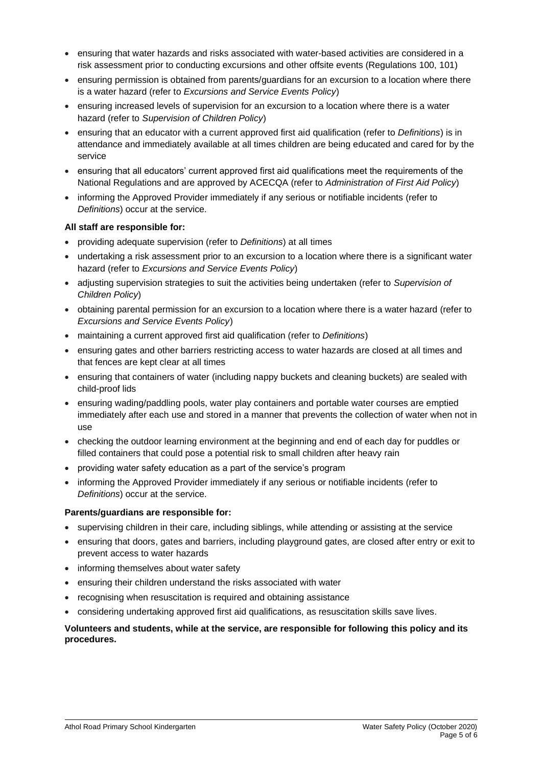- ensuring that water hazards and risks associated with water-based activities are considered in a risk assessment prior to conducting excursions and other offsite events (Regulations 100, 101)
- ensuring permission is obtained from parents/guardians for an excursion to a location where there is a water hazard (refer to *Excursions and Service Events Policy*)
- ensuring increased levels of supervision for an excursion to a location where there is a water hazard (refer to *Supervision of Children Policy*)
- ensuring that an educator with a current approved first aid qualification (refer to *Definitions*) is in attendance and immediately available at all times children are being educated and cared for by the service
- ensuring that all educators' current approved first aid qualifications meet the requirements of the National Regulations and are approved by ACECQA (refer to *Administration of First Aid Policy*)
- informing the Approved Provider immediately if any serious or notifiable incidents (refer to *Definitions*) occur at the service.

**All staff are responsible for:**

- providing adequate supervision (refer to *Definitions*) at all times
- undertaking a risk assessment prior to an excursion to a location where there is a significant water hazard (refer to *Excursions and Service Events Policy*)
- adjusting supervision strategies to suit the activities being undertaken (refer to *Supervision of Children Policy*)
- obtaining parental permission for an excursion to a location where there is a water hazard (refer to *Excursions and Service Events Policy*)
- maintaining a current approved first aid qualification (refer to *Definitions*)
- ensuring gates and other barriers restricting access to water hazards are closed at all times and that fences are kept clear at all times
- ensuring that containers of water (including nappy buckets and cleaning buckets) are sealed with child-proof lids
- ensuring wading/paddling pools, water play containers and portable water courses are emptied immediately after each use and stored in a manner that prevents the collection of water when not in use
- checking the outdoor learning environment at the beginning and end of each day for puddles or filled containers that could pose a potential risk to small children after heavy rain
- providing water safety education as a part of the service's program
- informing the Approved Provider immediately if any serious or notifiable incidents (refer to *Definitions*) occur at the service.

**Parents/guardians are responsible for:**

- supervising children in their care, including siblings, while attending or assisting at the service
- ensuring that doors, gates and barriers, including playground gates, are closed after entry or exit to prevent access to water hazards
- informing themselves about water safety
- ensuring their children understand the risks associated with water
- recognising when resuscitation is required and obtaining assistance
- considering undertaking approved first aid qualifications, as resuscitation skills save lives.

**Volunteers and students, while at the service, are responsible for following this policy and its procedures.**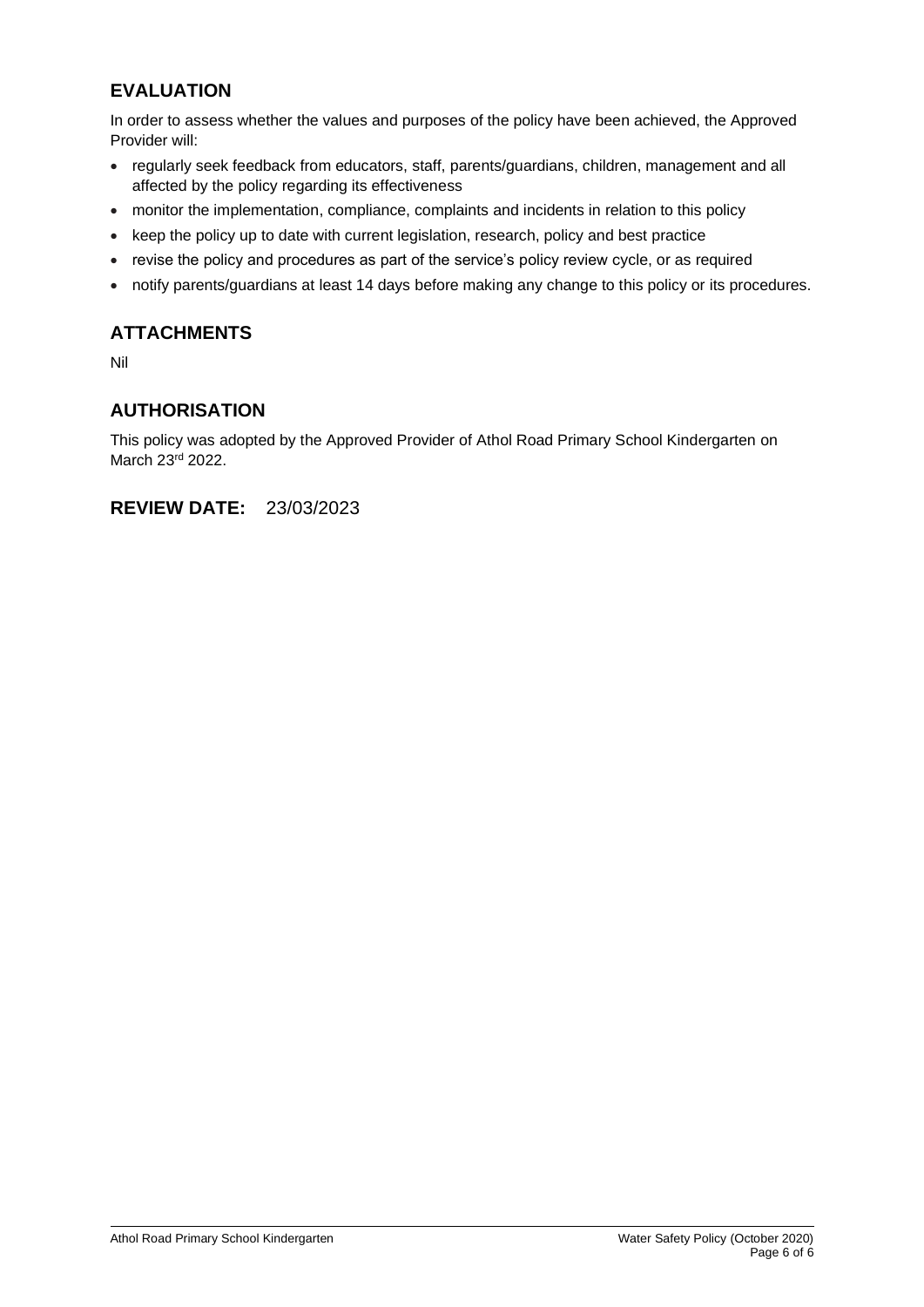## EVALUATION

In order to assess whether the values and purposes of the policy have been achieved, the Approved Provider will:

- regularly seek feedback from educators, staff, parents/guardians, children, management and all affected by the policy regarding its effectiveness
- monitor the implementation, compliance, complaints and incidents in relation to this policy
- keep the policy up to date with current legislation, research, policy and best practice
- revise the policy and procedures as part of the service's policy review cycle, or as required
- notify parents/guardians at least 14 days before making any change to this policy or its procedures.

## ATTACHMENTS

Nil

## AUTHORISATION

This policy was adopted by the Approved Provider of Athol Road Primary School Kindergarten on March 23rd 2022.

## REVIEW DATE: 23/03/2023